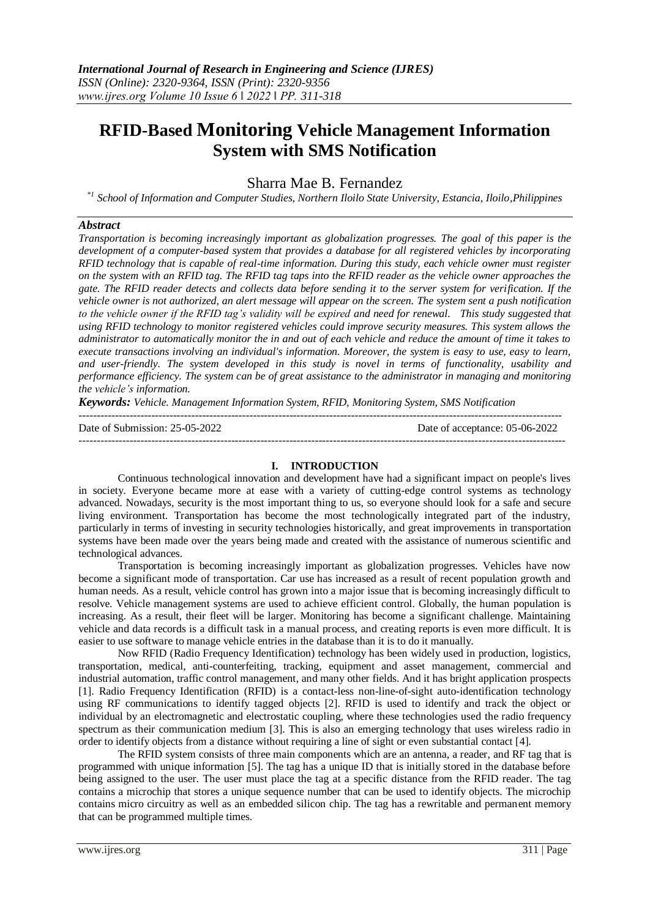# RFID-Based Monitoring Vehicle Management Information System with SMS Notification

Sharra Mae B. Fernandez

*[1] School of Information and Computer Studies, Northern Iloilo State University, Estancia, Iloilo,Philippines*

### *Abstract*

*Transportation is becoming increasingly important as globalization progresses. The goal of this paper is the development of a computer-based system that provides a database for all registered vehicles by incorporating RFID technology that is capable of real-time information. During this study, each vehicle owner must register on the system with an RFID tag. The RFID tag taps into the RFID reader as the vehicle owner approaches the gate. The RFID reader detects and collects data before sending it to the server system for verification. If the vehicle owner is not authorized, an alert message will appear on the screen. The system sent a push notification to the vehicle owner if the RFID tag's validity will be expired and need for renewal. This study suggested that using RFID technology to monitor registered vehicles could improve security measures. This system allows the administrator to automatically monitor the in and out of each vehicle and reduce the amount of time it takes to execute transactions involving an individual's information. Moreover, the system is easy to use, easy to learn, and user-friendly. The system developed in this study is novel in terms of functionality, usability and performance efficiency. The system can be of great assistance to the administrator in managing and monitoring the vehicle's information.*

***Keywords:*** *Vehicle. Management Information System, RFID, Monitoring System, SMS Notification*

Date of Submission: 25-05-2022 Date of acceptance: 05-06-2022

## I. INTRODUCTION

Continuous technological innovation and development have had a significant impact on people's lives in society. Everyone became more at ease with a variety of cutting-edge control systems as technology advanced. Nowadays, security is the most important thing to us, so everyone should look for a safe and secure living environment. Transportation has become the most technologically integrated part of the industry, particularly in terms of investing in security technologies historically, and great improvements in transportation systems have been made over the years being made and created with the assistance of numerous scientific and technological advances.

Transportation is becoming increasingly important as globalization progresses. Vehicles have now become a significant mode of transportation. Car use has increased as a result of recent population growth and human needs. As a result, vehicle control has grown into a major issue that is becoming increasingly difficult to resolve. Vehicle management systems are used to achieve efficient control. Globally, the human population is increasing. As a result, their fleet will be larger. Monitoring has become a significant challenge. Maintaining vehicle and data records is a difficult task in a manual process, and creating reports is even more difficult. It is easier to use software to manage vehicle entries in the database than it is to do it manually.

Now RFID (Radio Frequency Identification) technology has been widely used in production, logistics, transportation, medical, anti-counterfeiting, tracking, equipment and asset management, commercial and industrial automation, traffic control management, and many other fields. And it has bright application prospects [1]. Radio Frequency Identification (RFID) is a contact-less non-line-of-sight auto-identification technology using RF communications to identify tagged objects [2]. RFID is used to identify and track the object or individual by an electromagnetic and electrostatic coupling, where these technologies used the radio frequency spectrum as their communication medium [3]. This is also an emerging technology that uses wireless radio in order to identify objects from a distance without requiring a line of sight or even substantial contact [4].

The RFID system consists of three main components which are an antenna, a reader, and RF tag that is programmed with unique information [5]. The tag has a unique ID that is initially stored in the database before being assigned to the user. The user must place the tag at a specific distance from the RFID reader. The tag contains a microchip that stores a unique sequence number that can be used to identify objects. The microchip contains micro circuitry as well as an embedded silicon chip. The tag has a rewritable and permanent memory that can be programmed multiple times.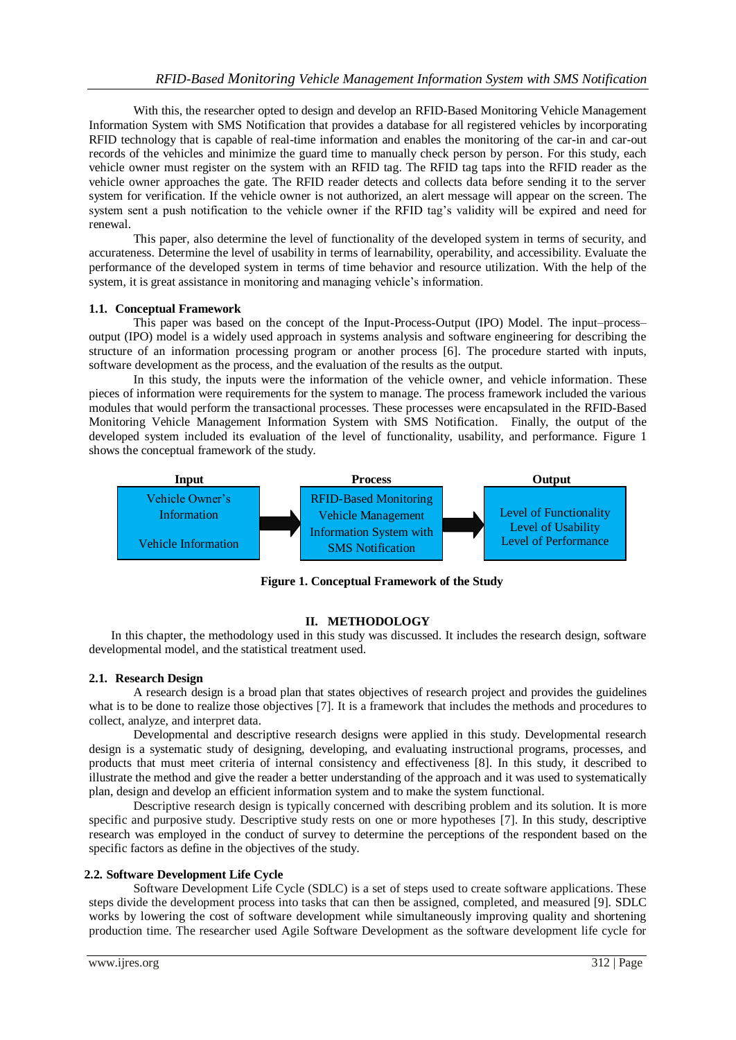With this, the researcher opted to design and develop an RFID-Based Monitoring Vehicle Management Information System with SMS Notification that provides a database for all registered vehicles by incorporating RFID technology that is capable of real-time information and enables the monitoring of the car-in and car-out records of the vehicles and minimize the guard time to manually check person by person. For this study, each vehicle owner must register on the system with an RFID tag. The RFID tag taps into the RFID reader as the vehicle owner approaches the gate. The RFID reader detects and collects data before sending it to the server system for verification. If the vehicle owner is not authorized, an alert message will appear on the screen. The system sent a push notification to the vehicle owner if the RFID tag's validity will be expired and need for renewal.

This paper, also determine the level of functionality of the developed system in terms of security, and accurateness. Determine the level of usability in terms of learnability, operability, and accessibility. Evaluate the performance of the developed system in terms of time behavior and resource utilization. With the help of the system, it is great assistance in monitoring and managing vehicle's information.

### 1.1. Conceptual Framework

This paper was based on the concept of the Input-Process-Output (IPO) Model. The input–process–output (IPO) model is a widely used approach in systems analysis and software engineering for describing the structure of an information processing program or another process [6]. The procedure started with inputs, software development as the process, and the evaluation of the results as the output.

In this study, the inputs were the information of the vehicle owner, and vehicle information. These pieces of information were requirements for the system to manage. The process framework included the various modules that would perform the transactional processes. These processes were encapsulated in the RFID-Based Monitoring Vehicle Management Information System with SMS Notification. Finally, the output of the developed system included its evaluation of the level of functionality, usability, and performance. Figure 1 shows the conceptual framework of the study.

| Input | Process | Output |
|---|---|---|
| Vehicle Owner's Information<br><br>Vehicle Information | RFID-Based Monitoring Vehicle Management Information System with SMS Notification | Level of Functionality<br>Level of Usability<br>Level of Performance |

**Figure 1. Conceptual Framework of the Study**

## II. METHODOLOGY

In this chapter, the methodology used in this study was discussed. It includes the research design, software developmental model, and the statistical treatment used.

### 2.1. Research Design

A research design is a broad plan that states objectives of research project and provides the guidelines what is to be done to realize those objectives [7]. It is a framework that includes the methods and procedures to collect, analyze, and interpret data.

Developmental and descriptive research designs were applied in this study. Developmental research design is a systematic study of designing, developing, and evaluating instructional programs, processes, and products that must meet criteria of internal consistency and effectiveness [8]. In this study, it described to illustrate the method and give the reader a better understanding of the approach and it was used to systematically plan, design and develop an efficient information system and to make the system functional.

Descriptive research design is typically concerned with describing problem and its solution. It is more specific and purposive study. Descriptive study rests on one or more hypotheses [7]. In this study, descriptive research was employed in the conduct of survey to determine the perceptions of the respondent based on the specific factors as define in the objectives of the study.

### 2.2. Software Development Life Cycle

Software Development Life Cycle (SDLC) is a set of steps used to create software applications. These steps divide the development process into tasks that can then be assigned, completed, and measured [9]. SDLC works by lowering the cost of software development while simultaneously improving quality and shortening production time. The researcher used Agile Software Development as the software development life cycle for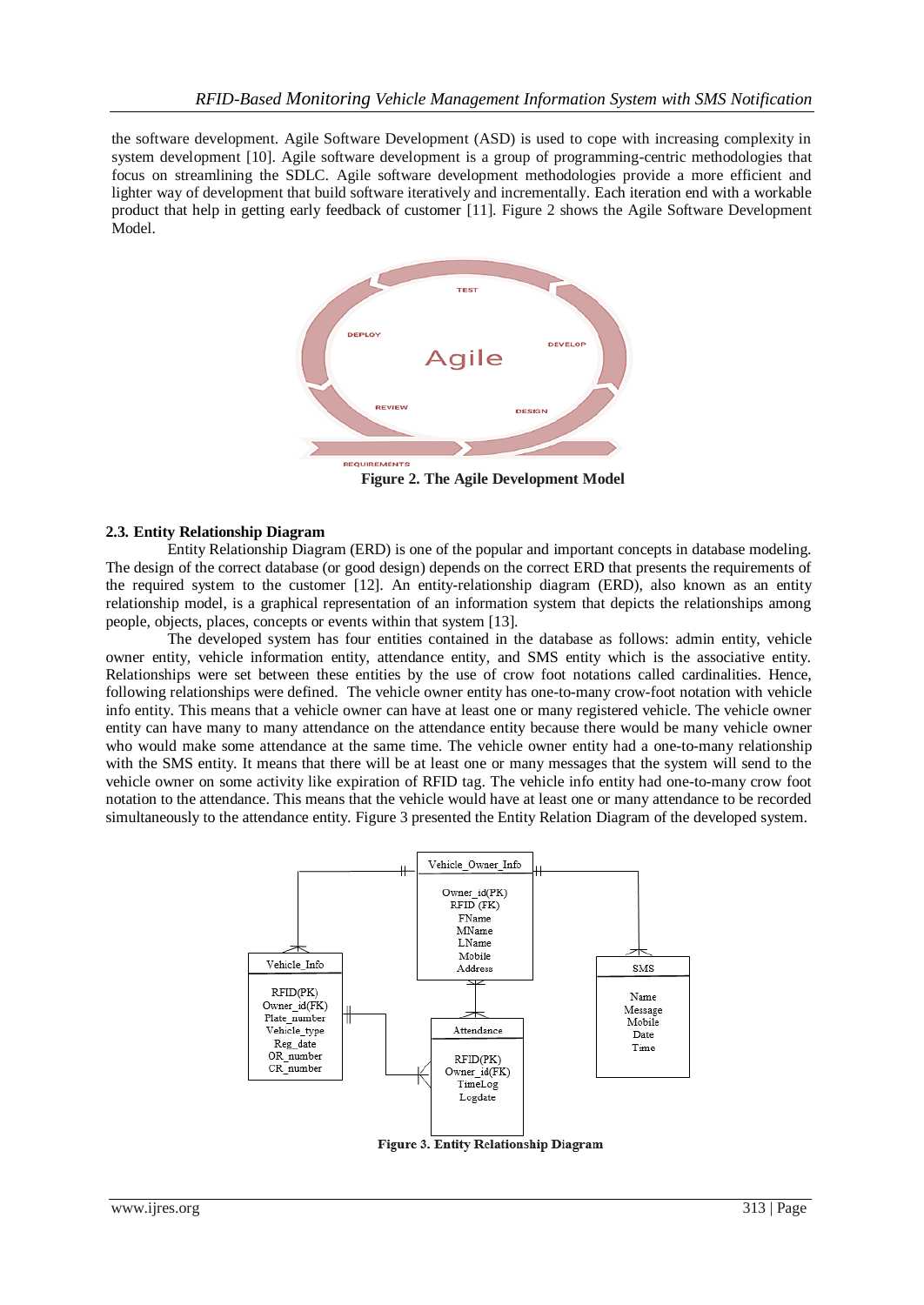the software development. Agile Software Development (ASD) is used to cope with increasing complexity in system development [10]. Agile software development is a group of programming-centric methodologies that focus on streamlining the SDLC. Agile software development methodologies provide a more efficient and lighter way of development that build software iteratively and incrementally. Each iteration end with a workable product that help in getting early feedback of customer [11]. Figure 2 shows the Agile Software Development Model.

**Figure 2. The Agile Development Model**

### 2.3. Entity Relationship Diagram

Entity Relationship Diagram (ERD) is one of the popular and important concepts in database modeling. The design of the correct database (or good design) depends on the correct ERD that presents the requirements of the required system to the customer [12]. An entity-relationship diagram (ERD), also known as an entity relationship model, is a graphical representation of an information system that depicts the relationships among people, objects, places, concepts or events within that system [13].

The developed system has four entities contained in the database as follows: admin entity, vehicle owner entity, vehicle information entity, attendance entity, and SMS entity which is the associative entity. Relationships were set between these entities by the use of crow foot notations called cardinalities. Hence, following relationships were defined. The vehicle owner entity has one-to-many crow-foot notation with vehicle info entity. This means that a vehicle owner can have at least one or many registered vehicle. The vehicle owner entity can have many to many attendance on the attendance entity because there would be many vehicle owner who would make some attendance at the same time. The vehicle owner entity had a one-to-many relationship with the SMS entity. It means that there will be at least one or many messages that the system will send to the vehicle owner on some activity like expiration of RFID tag. The vehicle info entity had one-to-many crow foot notation to the attendance. This means that the vehicle would have at least one or many attendance to be recorded simultaneously to the attendance entity. Figure 3 presented the Entity Relation Diagram of the developed system.

**Figure 3. Entity Relationship Diagram**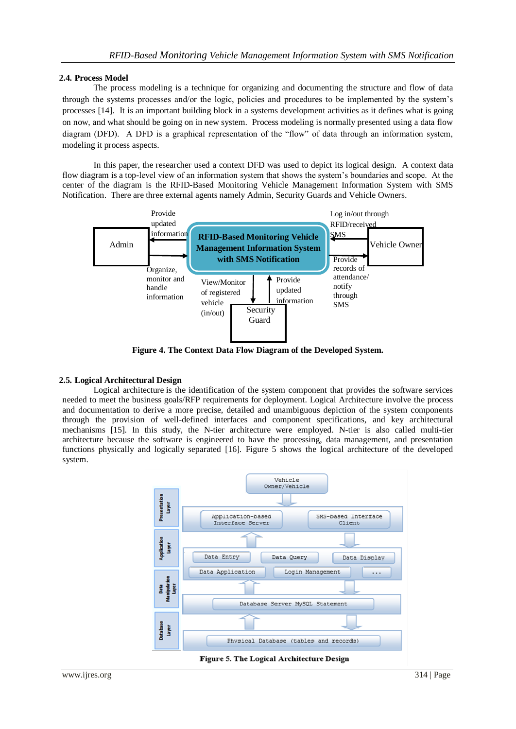### 2.4. Process Model

The process modeling is a technique for organizing and documenting the structure and flow of data through the systems processes and/or the logic, policies and procedures to be implemented by the system's processes [14]. It is an important building block in a systems development activities as it defines what is going on now, and what should be going on in new system. Process modeling is normally presented using a data flow diagram (DFD). A DFD is a graphical representation of the "flow" of data through an information system, modeling it process aspects.

In this paper, the researcher used a context DFD was used to depict its logical design. A context data flow diagram is a top-level view of an information system that shows the system's boundaries and scope. At the center of the diagram is the RFID-Based Monitoring Vehicle Management Information System with SMS Notification. There are three external agents namely Admin, Security Guards and Vehicle Owners.

**Figure 4. The Context Data Flow Diagram of the Developed System.**

### 2.5. Logical Architectural Design

Logical architecture is the identification of the system component that provides the software services needed to meet the business goals/RFP requirements for deployment. Logical Architecture involve the process and documentation to derive a more precise, detailed and unambiguous depiction of the system components through the provision of well-defined interfaces and component specifications, and key architectural mechanisms [15]. In this study, the N-tier architecture were employed. N-tier is also called multi-tier architecture because the software is engineered to have the processing, data management, and presentation functions physically and logically separated [16]. Figure 5 shows the logical architecture of the developed system.

**Figure 5. The Logical Architecture Design**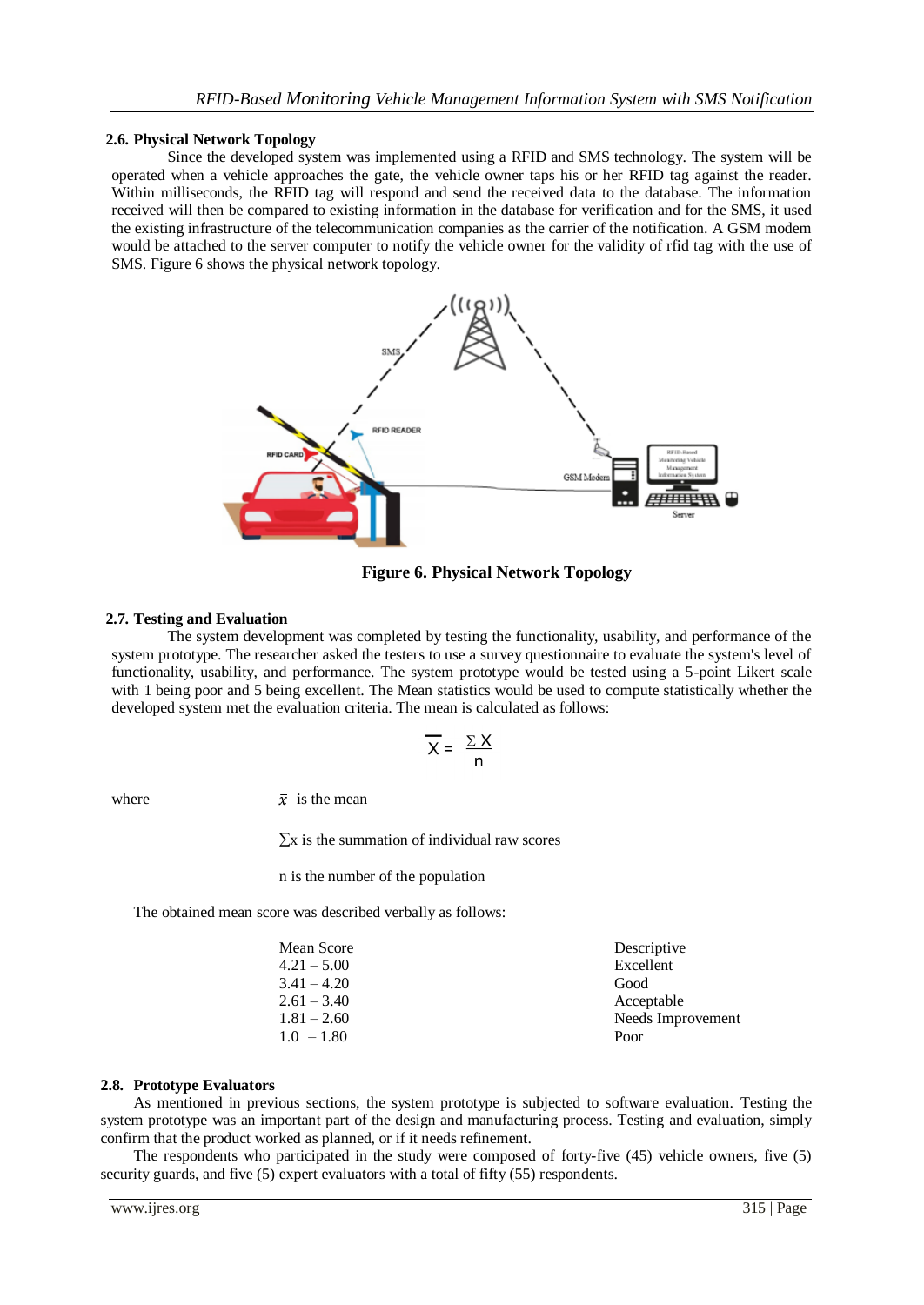### 2.6. Physical Network Topology

Since the developed system was implemented using a RFID and SMS technology. The system will be operated when a vehicle approaches the gate, the vehicle owner taps his or her RFID tag against the reader. Within milliseconds, the RFID tag will respond and send the received data to the database. The information received will then be compared to existing information in the database for verification and for the SMS, it used the existing infrastructure of the telecommunication companies as the carrier of the notification. A GSM modem would be attached to the server computer to notify the vehicle owner for the validity of rfid tag with the use of SMS. Figure 6 shows the physical network topology.

**Figure 6. Physical Network Topology**

### 2.7. Testing and Evaluation

The system development was completed by testing the functionality, usability, and performance of the system prototype. The researcher asked the testers to use a survey questionnaire to evaluate the system's level of functionality, usability, and performance. The system prototype would be tested using a 5-point Likert scale with 1 being poor and 5 being excellent. The Mean statistics would be used to compute statistically whether the developed system met the evaluation criteria. The mean is calculated as follows:

$$\overline{X} = \frac{\Sigma X}{n}$$

where $\bar{x}$ is the mean

$\sum x$ is the summation of individual raw scores

n is the number of the population

The obtained mean score was described verbally as follows:

| Mean Score | Descriptive |
|---|---|
| 4.21 – 5.00 | Excellent |
| 3.41 – 4.20 | Good |
| 2.61 – 3.40 | Acceptable |
| 1.81 – 2.60 | Needs Improvement |
| 1.0 – 1.80 | Poor |

### 2.8. Prototype Evaluators

As mentioned in previous sections, the system prototype is subjected to software evaluation. Testing the system prototype was an important part of the design and manufacturing process. Testing and evaluation, simply confirm that the product worked as planned, or if it needs refinement.

The respondents who participated in the study were composed of forty-five (45) vehicle owners, five (5) security guards, and five (5) expert evaluators with a total of fifty (55) respondents.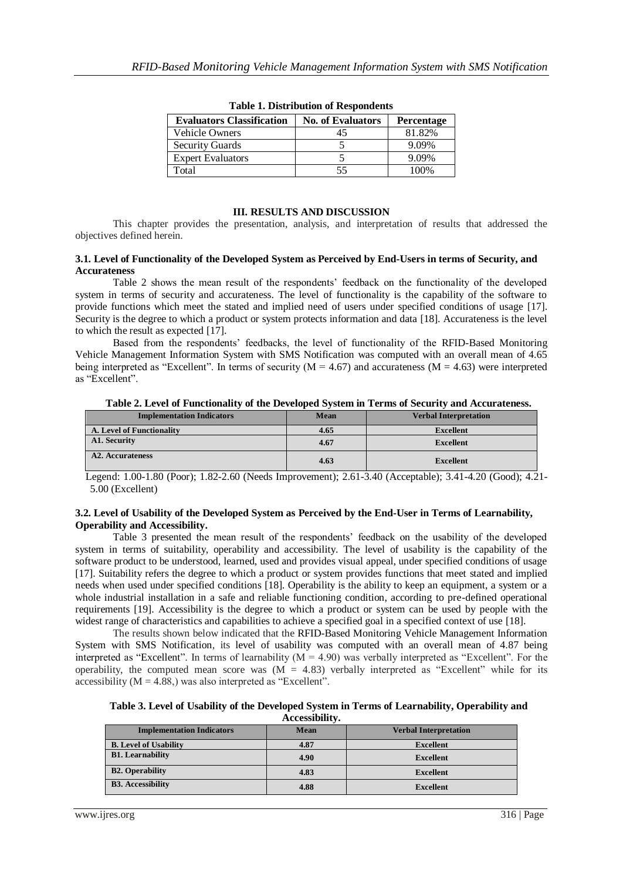**Table 1. Distribution of Respondents**

| Evaluators Classification | No. of Evaluators | Percentage |
|---|---|---|
| Vehicle Owners | 45 | 81.82% |
| Security Guards | 5 | 9.09% |
| Expert Evaluators | 5 | 9.09% |
| Total | 55 | 100% |

## III. RESULTS AND DISCUSSION

This chapter provides the presentation, analysis, and interpretation of results that addressed the objectives defined herein.

### 3.1. Level of Functionality of the Developed System as Perceived by End-Users in terms of Security, and Accurateness

Table 2 shows the mean result of the respondents' feedback on the functionality of the developed system in terms of security and accurateness. The level of functionality is the capability of the software to provide functions which meet the stated and implied need of users under specified conditions of usage [17]. Security is the degree to which a product or system protects information and data [18]. Accurateness is the level to which the result as expected [17].

Based from the respondents' feedbacks, the level of functionality of the RFID-Based Monitoring Vehicle Management Information System with SMS Notification was computed with an overall mean of 4.65 being interpreted as "Excellent". In terms of security (M = 4.67) and accurateness (M = 4.63) were interpreted as "Excellent".

**Table 2. Level of Functionality of the Developed System in Terms of Security and Accurateness.**

| Implementation Indicators | Mean | Verbal Interpretation |
|---|---|---|
| **A. Level of Functionality** | **4.65** | **Excellent** |
| **A1. Security** | **4.67** | **Excellent** |
| **A2. Accurateness** | **4.63** | **Excellent** |

Legend: 1.00-1.80 (Poor); 1.82-2.60 (Needs Improvement); 2.61-3.40 (Acceptable); 3.41-4.20 (Good); 4.21-5.00 (Excellent)

### 3.2. Level of Usability of the Developed System as Perceived by the End-User in Terms of Learnability, Operability and Accessibility.

Table 3 presented the mean result of the respondents' feedback on the usability of the developed system in terms of suitability, operability and accessibility. The level of usability is the capability of the software product to be understood, learned, used and provides visual appeal, under specified conditions of usage [17]. Suitability refers the degree to which a product or system provides functions that meet stated and implied needs when used under specified conditions [18]. Operability is the ability to keep an equipment, a system or a whole industrial installation in a safe and reliable functioning condition, according to pre-defined operational requirements [19]. Accessibility is the degree to which a product or system can be used by people with the widest range of characteristics and capabilities to achieve a specified goal in a specified context of use [18].

The results shown below indicated that the RFID-Based Monitoring Vehicle Management Information System with SMS Notification, its level of usability was computed with an overall mean of 4.87 being interpreted as "Excellent". In terms of learnability (M = 4.90) was verbally interpreted as "Excellent". For the operability, the computed mean score was (M = 4.83) verbally interpreted as "Excellent" while for its accessibility (M = 4.88,) was also interpreted as "Excellent".

**Table 3. Level of Usability of the Developed System in Terms of Learnability, Operability and Accessibility.**

| Implementation Indicators | Mean | Verbal Interpretation |
|---|---|---|
| **B. Level of Usability** | **4.87** | **Excellent** |
| **B1. Learnability** | **4.90** | **Excellent** |
| **B2. Operability** | **4.83** | **Excellent** |
| **B3. Accessibility** | **4.88** | **Excellent** |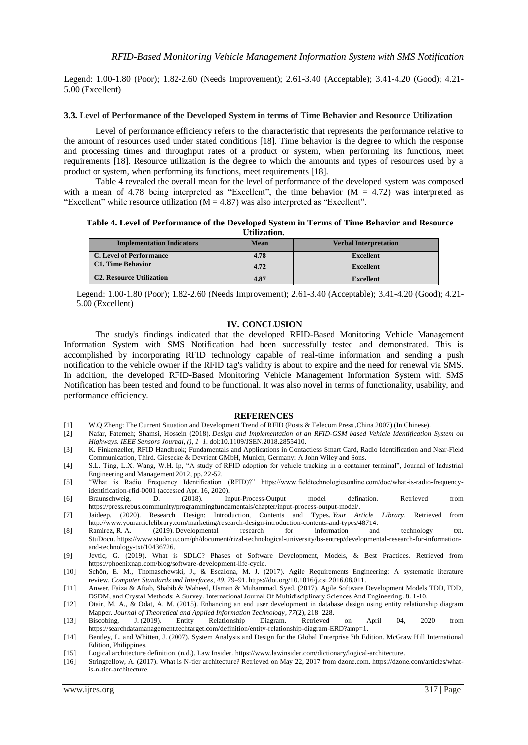Legend: 1.00-1.80 (Poor); 1.82-2.60 (Needs Improvement); 2.61-3.40 (Acceptable); 3.41-4.20 (Good); 4.21-5.00 (Excellent)

### 3.3. Level of Performance of the Developed System in terms of Time Behavior and Resource Utilization

Level of performance efficiency refers to the characteristic that represents the performance relative to the amount of resources used under stated conditions [18]. Time behavior is the degree to which the response and processing times and throughput rates of a product or system, when performing its functions, meet requirements [18]. Resource utilization is the degree to which the amounts and types of resources used by a product or system, when performing its functions, meet requirements [18].

Table 4 revealed the overall mean for the level of performance of the developed system was composed with a mean of 4.78 being interpreted as "Excellent", the time behavior (M = 4.72) was interpreted as "Excellent" while resource utilization (M = 4.87) was also interpreted as "Excellent".

**Table 4. Level of Performance of the Developed System in Terms of Time Behavior and Resource Utilization.**

| Implementation Indicators | Mean | Verbal Interpretation |
|---|---|---|
| **C. Level of Performance** | **4.78** | **Excellent** |
| **C1. Time Behavior** | **4.72** | **Excellent** |
| **C2. Resource Utilization** | **4.87** | **Excellent** |

Legend: 1.00-1.80 (Poor); 1.82-2.60 (Needs Improvement); 2.61-3.40 (Acceptable); 3.41-4.20 (Good); 4.21-5.00 (Excellent)

## IV. CONCLUSION

The study's findings indicated that the developed RFID-Based Monitoring Vehicle Management Information System with SMS Notification had been successfully tested and demonstrated. This is accomplished by incorporating RFID technology capable of real-time information and sending a push notification to the vehicle owner if the RFID tag's validity is about to expire and the need for renewal via SMS. In addition, the developed RFID-Based Monitoring Vehicle Management Information System with SMS Notification has been tested and found to be functional. It was also novel in terms of functionality, usability, and performance efficiency.

## REFERENCES

[1] W.Q Zheng: The Current Situation and Development Trend of RFID (Posts & Telecom Press ,China 2007).(In Chinese).

[2] Nafar, Fatemeh; Shamsi, Hossein (2018). *Design and Implementation of an RFID-GSM based Vehicle Identification System on Highways. IEEE Sensors Journal, (), 1–1.* doi:10.1109/JSEN.2018.2855410.

[3] K. Finkenzeller, RFID Handbook; Fundamentals and Applications in Contactless Smart Card, Radio Identification and Near-Field Communication, Third. Giesecke & Devrient GMbH, Munich, Germany: A John Wiley and Sons.

[4] S.L. Ting, L.X. Wang, W.H. Ip, "A study of RFID adoption for vehicle tracking in a container terminal", Journal of Industrial Engineering and Management 2012, pp. 22-52.

[5] "What is Radio Frequency Identification (RFID)?" https://www.fieldtechnologiesonline.com/doc/what-is-radio-frequency-identification-rfid-0001 (accessed Apr. 16, 2020).

[6] Braunschweig, D. (2018). Input-Process-Output model defination. Retrieved from https://press.rebus.community/programmingfundamentals/chapter/input-process-output-model/.

[7] Jaideep. (2020). Research Design: Introduction, Contents and Types. *Your Article Library*. Retrieved from http://www.yourarticlelibrary.com/marketing/research-design-introduction-contents-and-types/48714.

[8] Ramirez, R. A. (2019). Developmental research for information and technology txt. StuDocu. https://www.studocu.com/ph/document/rizal-technological-university/bs-entrep/developmental-research-for-information-and-technology-txt/10436726.

[9] Jevtic, G. (2019). What is SDLC? Phases of Software Development, Models, & Best Practices. Retrieved from https://phoenixnap.com/blog/software-development-life-cycle.

[10] Schön, E. M., Thomaschewski, J., & Escalona, M. J. (2017). Agile Requirements Engineering: A systematic literature review. *Computer Standards and Interfaces*, *49*, 79–91. https://doi.org/10.1016/j.csi.2016.08.011.

[11] Anwer, Faiza & Aftab, Shabib & Waheed, Usman & Muhammad, Syed. (2017). Agile Software Development Models TDD, FDD, DSDM, and Crystal Methods: A Survey. International Journal Of Multidisciplinary Sciences And Engineering. 8. 1-10.

[12] Otair, M. A., & Odat, A. M. (2015). Enhancing an end user development in database design using entity relationship diagram Mapper. *Journal of Theoretical and Applied Information Technology*, *77*(2), 218–228.

[13] Biscobing, J. (2019). Entity Relationship Diagram. Retrieved on April 04, 2020 from https://searchdatamanagement.techtarget.com/definition/entity-relationship-diagram-ERD?amp=1.

[14] Bentley, L. and Whitten, J. (2007). System Analysis and Design for the Global Enterprise 7th Edition. McGraw Hill International Edition, Philippines.

[15] Logical architecture definition. (n.d.). Law Insider. https://www.lawinsider.com/dictionary/logical-architecture.

[16] Stringfellow, A. (2017). What is N-tier architecture? Retrieved on May 22, 2017 from dzone.com. https://dzone.com/articles/what-is-n-tier-architecture.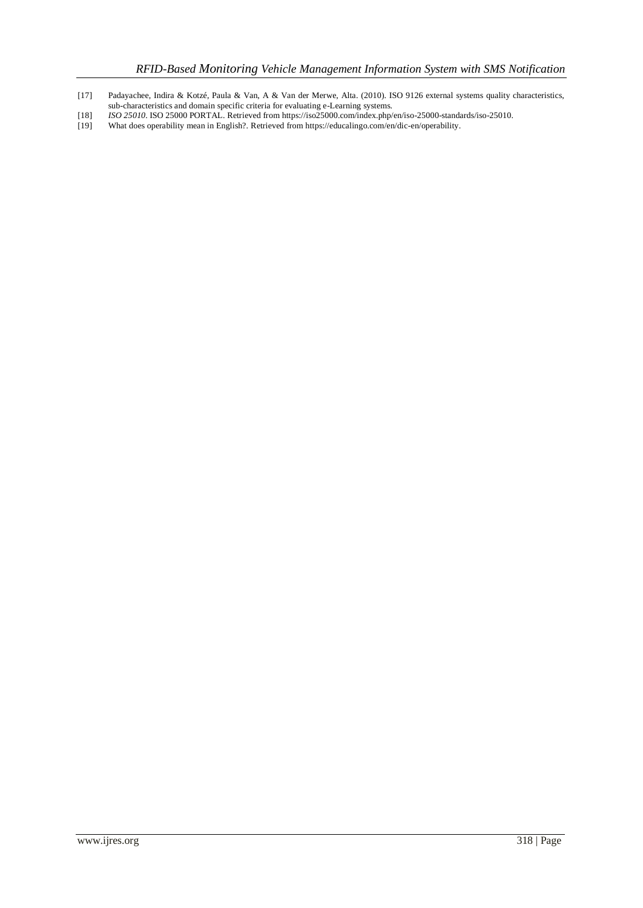[17] Padayachee, Indira & Kotzé, Paula & Van, A & Van der Merwe, Alta. (2010). ISO 9126 external systems quality characteristics, sub-characteristics and domain specific criteria for evaluating e-Learning systems.

[18] *ISO 25010*. ISO 25000 PORTAL. Retrieved from https://iso25000.com/index.php/en/iso-25000-standards/iso-25010.

[19] What does operability mean in English?. Retrieved from https://educalingo.com/en/dic-en/operability.